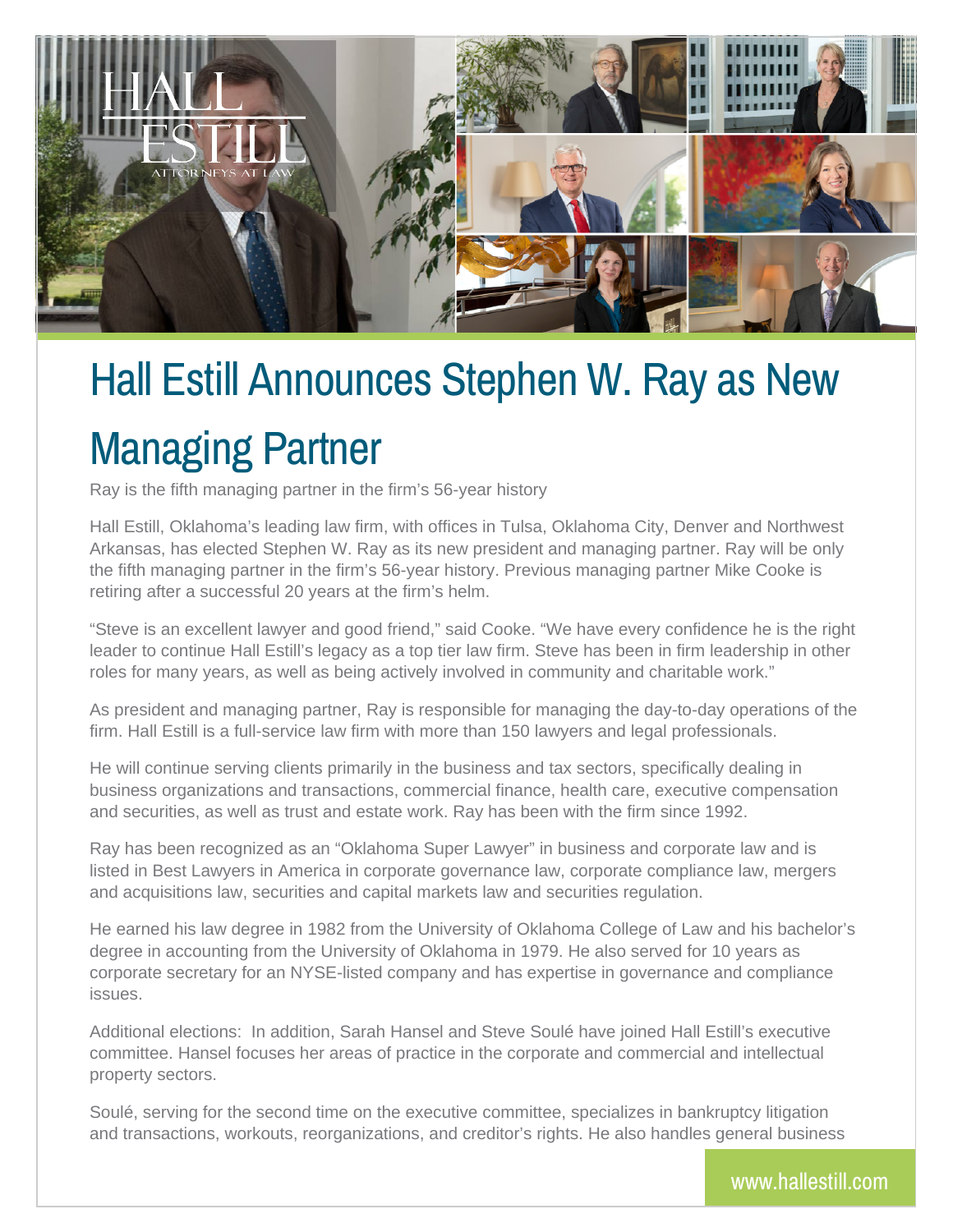# Hall Estill Announces Stephen W. Ray as New Managing Partner

Ray is the fifth managing partner in the firm's 56-year history

Hall Estill, Oklahoma's leading law firm, with offices in Tulsa, Oklahoma City, Denver and Northwest Arkansas, has elected Stephen W. Ray as its new president and managing partner. Ray will be only the fifth managing partner in the firm's 56-year history. Previous managing partner Mike Cooke is retiring after a successful 20 years at the firm's helm.

"Steve is an excellent lawyer and good friend," said Cooke. "We have every confidence he is the right leader to continue Hall Estill's legacy as a top tier law firm. Steve has been in firm leadership in other roles for many years, as well as being actively involved in community and charitable work."

As president and managing partner, Ray is responsible for managing the day-to-day operations of the firm. Hall Estill is a full-service law firm with more than 150 lawyers and legal professionals.

He will continue serving clients primarily in the business and tax sectors, specifically dealing in business organizations and transactions, commercial finance, health care, executive compensation and securities, as well as trust and estate work. Ray has been with the firm since 1992.

Ray has been recognized as an "Oklahoma Super Lawyer" in business and corporate law and is listed in Best Lawyers in America in corporate governance law, corporate compliance law, mergers and acquisitions law, securities and capital markets law and securities regulation.

He earned his law degree in 1982 from the University of Oklahoma College of Law and his bachelor's degree in accounting from the University of Oklahoma in 1979. He also served for 10 years as corporate secretary for an NYSE-listed company and has expertise in governance and compliance issues.

Additional elections: In addition, Sarah Hansel and Steve Soulé have joined Hall Estill's executive committee. Hansel focuses her areas of practice in the corporate and commercial and intellectual property sectors.

Soulé, serving for the second time on the executive committee, specializes in bankruptcy litigation and transactions, workouts, reorganizations, and creditor's rights. He also handles general business

www.hallestill.com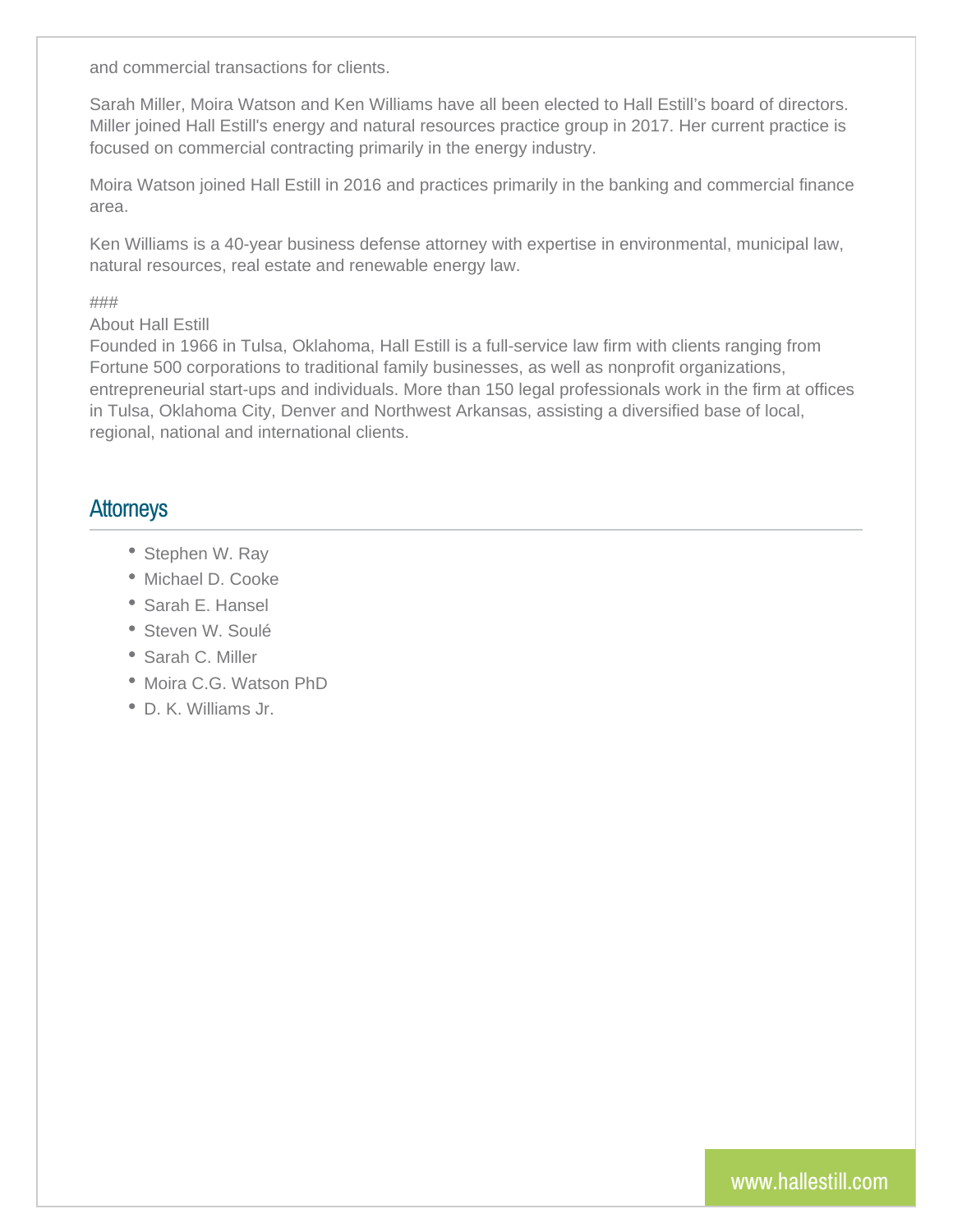and commercial transactions for clients.

Sarah Miller, Moira Watson and Ken Williams have all been elected to Hall Estill's board of directors. Miller joined Hall Estill's energy and natural resources practice group in 2017. Her current practice is focused on commercial contracting primarily in the energy industry.

Moira Watson joined Hall Estill in 2016 and practices primarily in the banking and commercial finance area.

Ken Williams is a 40-year business defense attorney with expertise in environmental, municipal law, natural resources, real estate and renewable energy law.

###

About Hall Estill

Founded in 1966 in Tulsa, Oklahoma, Hall Estill is a full-service law firm with clients ranging from Fortune 500 corporations to traditional family businesses, as well as nonprofit organizations, entrepreneurial start-ups and individuals. More than 150 legal professionals work in the firm at offices in Tulsa, Oklahoma City, Denver and Northwest Arkansas, assisting a diversified base of local, regional, national and international clients.

## Attorneys

- Stephen W. Ray
- Michael D. Cooke
- Sarah E. Hansel
- Steven W. Soulé
- Sarah C. Miller
- Moira C.G. Watson PhD
- D. K. Williams Jr.

www.hallestill.com